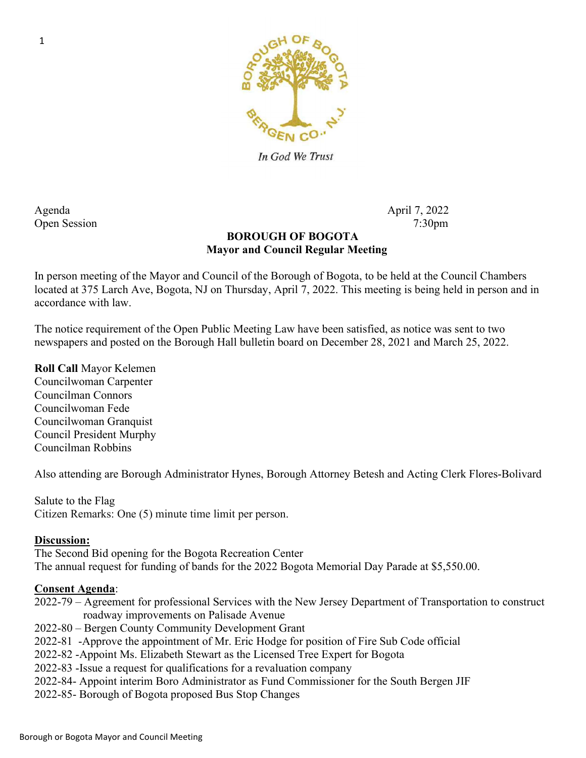*In God We Trust*

Agenda April 7, 2022
Open Session 7:30pm

**BOROUGH OF BOGOTA**
**Mayor and Council Regular Meeting**

In person meeting of the Mayor and Council of the Borough of Bogota, to be held at the Council Chambers located at 375 Larch Ave, Bogota, NJ on Thursday, April 7, 2022. This meeting is being held in person and in accordance with law.

The notice requirement of the Open Public Meeting Law have been satisfied, as notice was sent to two newspapers and posted on the Borough Hall bulletin board on December 28, 2021 and March 25, 2022.

**Roll Call** Mayor Kelemen
Councilwoman Carpenter
Councilman Connors
Councilwoman Fede
Councilwoman Granquist
Council President Murphy
Councilman Robbins

Also attending are Borough Administrator Hynes, Borough Attorney Betesh and Acting Clerk Flores-Bolivard

Salute to the Flag
Citizen Remarks: One (5) minute time limit per person.

**Discussion:**
The Second Bid opening for the Bogota Recreation Center
The annual request for funding of bands for the 2022 Bogota Memorial Day Parade at $5,550.00.

**Consent Agenda**:
2022-79 – Agreement for professional Services with the New Jersey Department of Transportation to construct roadway improvements on Palisade Avenue
2022-80 – Bergen County Community Development Grant
2022-81 -Approve the appointment of Mr. Eric Hodge for position of Fire Sub Code official
2022-82 -Appoint Ms. Elizabeth Stewart as the Licensed Tree Expert for Bogota
2022-83 -Issue a request for qualifications for a revaluation company
2022-84- Appoint interim Boro Administrator as Fund Commissioner for the South Bergen JIF
2022-85- Borough of Bogota proposed Bus Stop Changes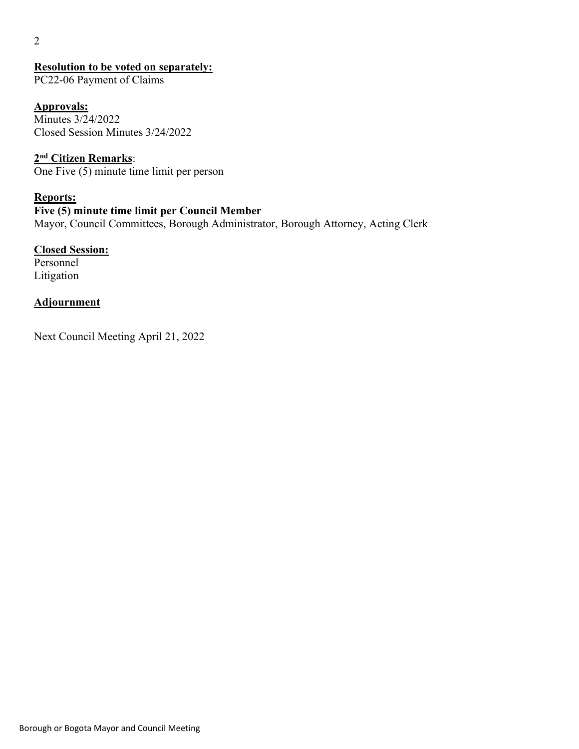**Resolution to be voted on separately:**
PC22-06 Payment of Claims

**Approvals:**
Minutes 3/24/2022
Closed Session Minutes 3/24/2022

**2nd Citizen Remarks**:
One Five (5) minute time limit per person

**Reports:**
**Five (5) minute time limit per Council Member**
Mayor, Council Committees, Borough Administrator, Borough Attorney, Acting Clerk

**Closed Session:**
Personnel
Litigation

**Adjournment**

Next Council Meeting April 21, 2022